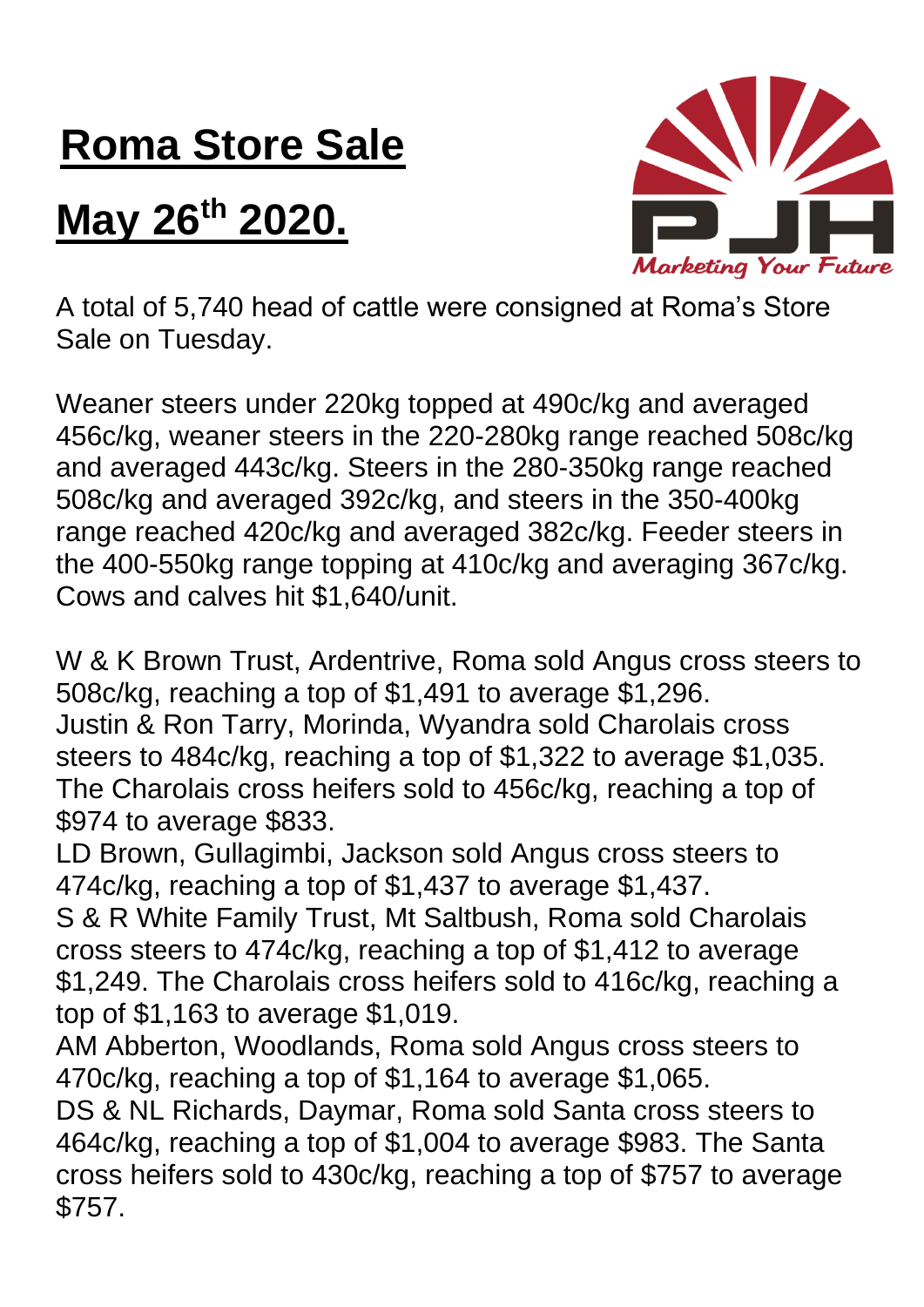# Roma Store Sale

## May 26th 2020.

A total of 5,740 head of cattle were consigned at Roma's Store Sale on Tuesday.

Weaner steers under 220kg topped at 490c/kg and averaged 456c/kg, weaner steers in the 220-280kg range reached 508c/kg and averaged 443c/kg. Steers in the 280-350kg range reached 508c/kg and averaged 392c/kg, and steers in the 350-400kg range reached 420c/kg and averaged 382c/kg. Feeder steers in the 400-550kg range topping at 410c/kg and averaging 367c/kg. Cows and calves hit $1,640/unit.

W & K Brown Trust, Ardentrive, Roma sold Angus cross steers to 508c/kg, reaching a top of $1,491 to average $1,296.
Justin & Ron Tarry, Morinda, Wyandra sold Charolais cross steers to 484c/kg, reaching a top of $1,322 to average $1,035. The Charolais cross heifers sold to 456c/kg, reaching a top of $974 to average $833.
LD Brown, Gullagimbi, Jackson sold Angus cross steers to 474c/kg, reaching a top of $1,437 to average $1,437.
S & R White Family Trust, Mt Saltbush, Roma sold Charolais cross steers to 474c/kg, reaching a top of $1,412 to average $1,249. The Charolais cross heifers sold to 416c/kg, reaching a top of $1,163 to average $1,019.
AM Abberton, Woodlands, Roma sold Angus cross steers to 470c/kg, reaching a top of $1,164 to average $1,065.
DS & NL Richards, Daymar, Roma sold Santa cross steers to 464c/kg, reaching a top of $1,004 to average $983. The Santa cross heifers sold to 430c/kg, reaching a top of $757 to average $757.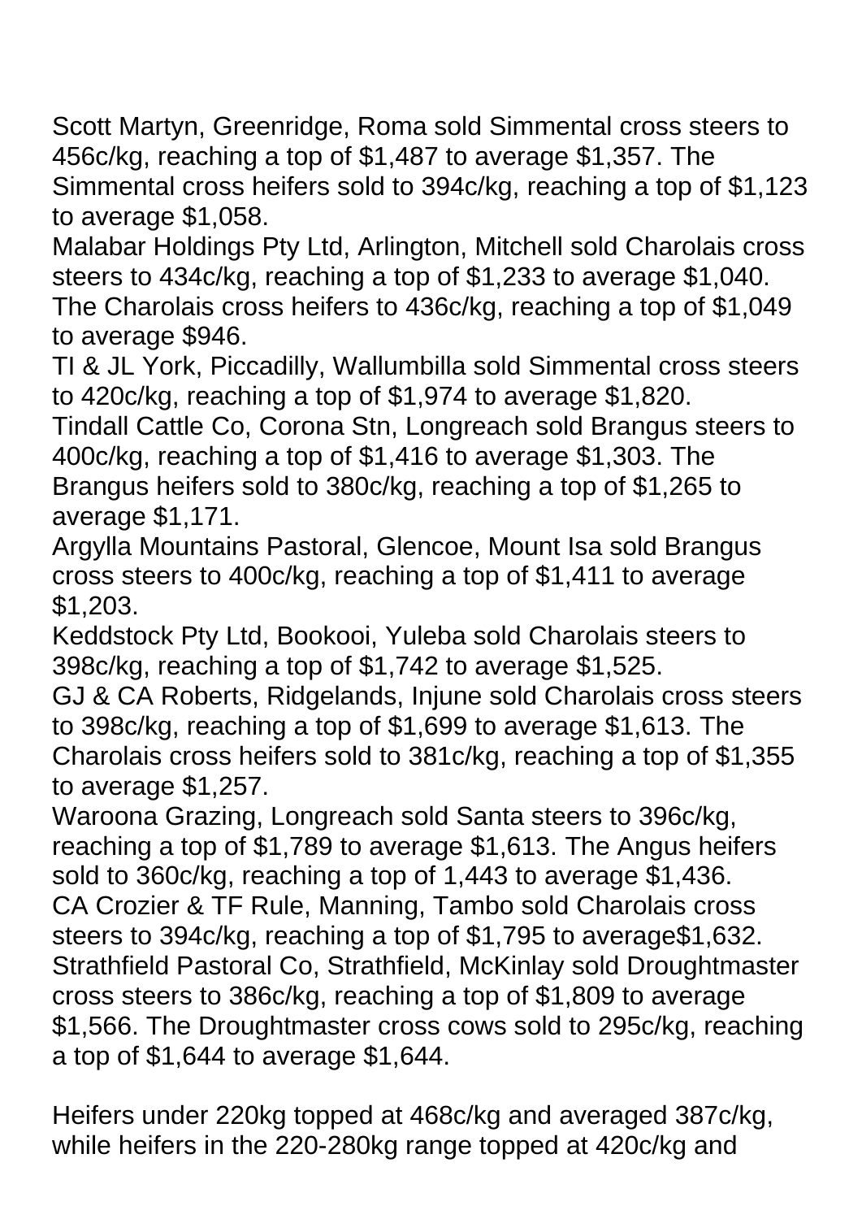Scott Martyn, Greenridge, Roma sold Simmental cross steers to 456c/kg, reaching a top of $1,487 to average $1,357. The Simmental cross heifers sold to 394c/kg, reaching a top of $1,123 to average $1,058.
Malabar Holdings Pty Ltd, Arlington, Mitchell sold Charolais cross steers to 434c/kg, reaching a top of $1,233 to average $1,040. The Charolais cross heifers to 436c/kg, reaching a top of $1,049 to average $946.
TI & JL York, Piccadilly, Wallumbilla sold Simmental cross steers to 420c/kg, reaching a top of $1,974 to average $1,820.
Tindall Cattle Co, Corona Stn, Longreach sold Brangus steers to 400c/kg, reaching a top of $1,416 to average $1,303. The Brangus heifers sold to 380c/kg, reaching a top of $1,265 to average $1,171.
Argylla Mountains Pastoral, Glencoe, Mount Isa sold Brangus cross steers to 400c/kg, reaching a top of $1,411 to average $1,203.
Keddstock Pty Ltd, Bookooi, Yuleba sold Charolais steers to 398c/kg, reaching a top of $1,742 to average $1,525.
GJ & CA Roberts, Ridgelands, Injune sold Charolais cross steers to 398c/kg, reaching a top of $1,699 to average $1,613. The Charolais cross heifers sold to 381c/kg, reaching a top of $1,355 to average $1,257.
Waroona Grazing, Longreach sold Santa steers to 396c/kg, reaching a top of $1,789 to average $1,613. The Angus heifers sold to 360c/kg, reaching a top of 1,443 to average $1,436.
CA Crozier & TF Rule, Manning, Tambo sold Charolais cross steers to 394c/kg, reaching a top of $1,795 to average$1,632.
Strathfield Pastoral Co, Strathfield, McKinlay sold Droughtmaster cross steers to 386c/kg, reaching a top of $1,809 to average $1,566. The Droughtmaster cross cows sold to 295c/kg, reaching a top of $1,644 to average $1,644.

Heifers under 220kg topped at 468c/kg and averaged 387c/kg, while heifers in the 220-280kg range topped at 420c/kg and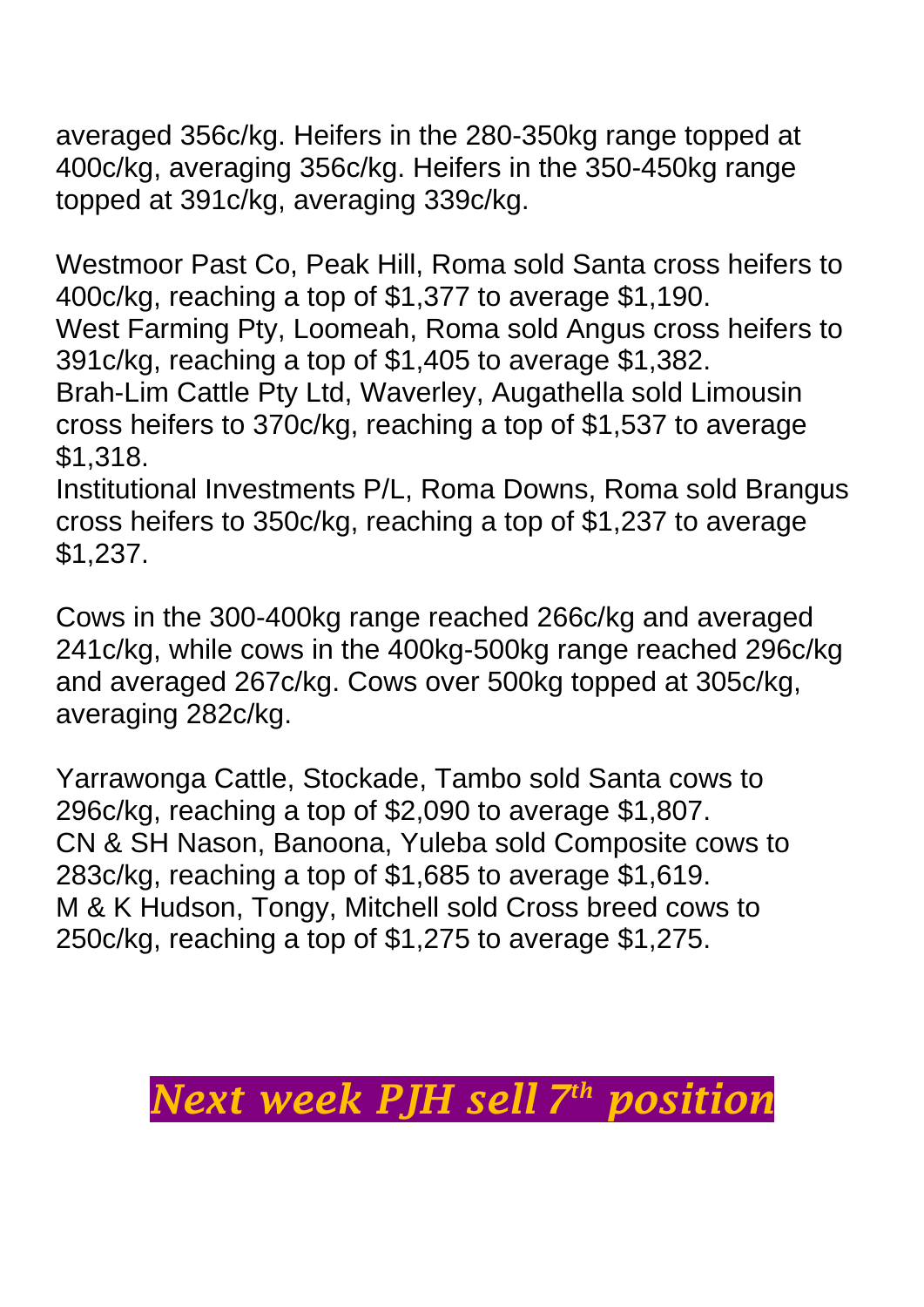averaged 356c/kg. Heifers in the 280-350kg range topped at 400c/kg, averaging 356c/kg. Heifers in the 350-450kg range topped at 391c/kg, averaging 339c/kg.

Westmoor Past Co, Peak Hill, Roma sold Santa cross heifers to 400c/kg, reaching a top of $1,377 to average $1,190.
West Farming Pty, Loomeah, Roma sold Angus cross heifers to 391c/kg, reaching a top of $1,405 to average $1,382.
Brah-Lim Cattle Pty Ltd, Waverley, Augathella sold Limousin cross heifers to 370c/kg, reaching a top of $1,537 to average $1,318.
Institutional Investments P/L, Roma Downs, Roma sold Brangus cross heifers to 350c/kg, reaching a top of $1,237 to average $1,237.

Cows in the 300-400kg range reached 266c/kg and averaged 241c/kg, while cows in the 400kg-500kg range reached 296c/kg and averaged 267c/kg. Cows over 500kg topped at 305c/kg, averaging 282c/kg.

Yarrawonga Cattle, Stockade, Tambo sold Santa cows to 296c/kg, reaching a top of $2,090 to average $1,807.
CN & SH Nason, Banoona, Yuleba sold Composite cows to 283c/kg, reaching a top of $1,685 to average $1,619.
M & K Hudson, Tongy, Mitchell sold Cross breed cows to 250c/kg, reaching a top of $1,275 to average $1,275.

***Next week PJH sell 7th position***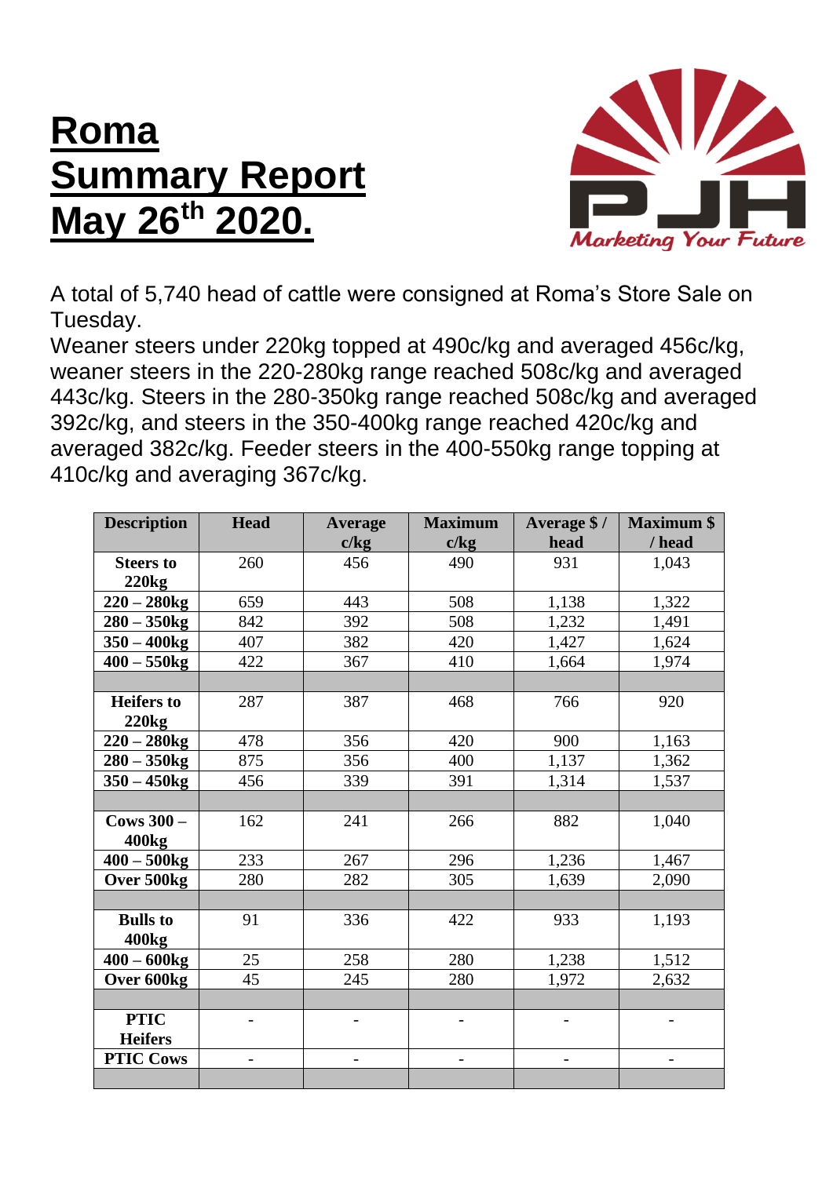# Roma Summary Report May 26th 2020.

Marketing Your Future

A total of 5,740 head of cattle were consigned at Roma's Store Sale on Tuesday.

Weaner steers under 220kg topped at 490c/kg and averaged 456c/kg, weaner steers in the 220-280kg range reached 508c/kg and averaged 443c/kg. Steers in the 280-350kg range reached 508c/kg and averaged 392c/kg, and steers in the 350-400kg range reached 420c/kg and averaged 382c/kg. Feeder steers in the 400-550kg range topping at 410c/kg and averaging 367c/kg.

| Description | Head | Average c/kg | Maximum c/kg | Average $ / head | Maximum $ / head |
|---|---|---|---|---|---|
| **Steers to 220kg** | 260 | 456 | 490 | 931 | 1,043 |
| **220 – 280kg** | 659 | 443 | 508 | 1,138 | 1,322 |
| **280 – 350kg** | 842 | 392 | 508 | 1,232 | 1,491 |
| **350 – 400kg** | 407 | 382 | 420 | 1,427 | 1,624 |
| **400 – 550kg** | 422 | 367 | 410 | 1,664 | 1,974 |
| | | | | | |
| **Heifers to 220kg** | 287 | 387 | 468 | 766 | 920 |
| **220 – 280kg** | 478 | 356 | 420 | 900 | 1,163 |
| **280 – 350kg** | 875 | 356 | 400 | 1,137 | 1,362 |
| **350 – 450kg** | 456 | 339 | 391 | 1,314 | 1,537 |
| | | | | | |
| **Cows 300 – 400kg** | 162 | 241 | 266 | 882 | 1,040 |
| **400 – 500kg** | 233 | 267 | 296 | 1,236 | 1,467 |
| **Over 500kg** | 280 | 282 | 305 | 1,639 | 2,090 |
| | | | | | |
| **Bulls to 400kg** | 91 | 336 | 422 | 933 | 1,193 |
| **400 – 600kg** | 25 | 258 | 280 | 1,238 | 1,512 |
| **Over 600kg** | 45 | 245 | 280 | 1,972 | 2,632 |
| | | | | | |
| **PTIC Heifers** | - | - | - | - | - |
| **PTIC Cows** | - | - | - | - | - |
| | | | | | |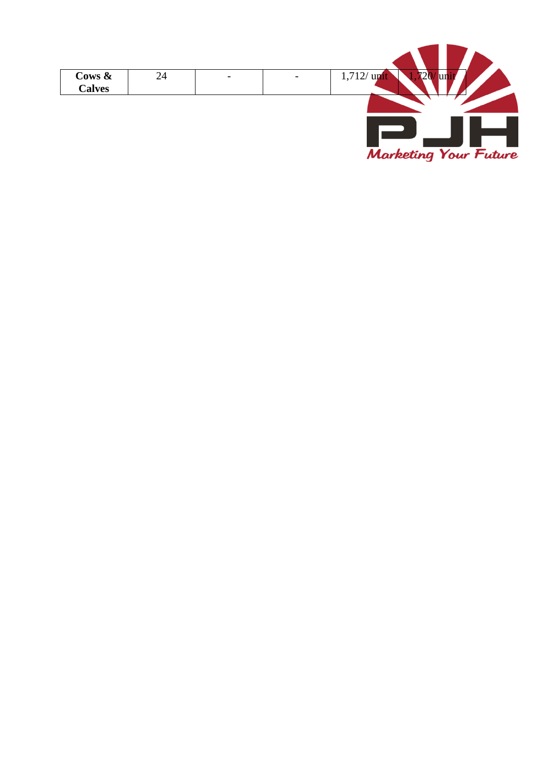| | | | | | |
|---|---|---|---|---|---|
| **Cows & Calves** | 24 | - | - | 1,712/ unit | 1,720/ unit |

Marketing Your Future